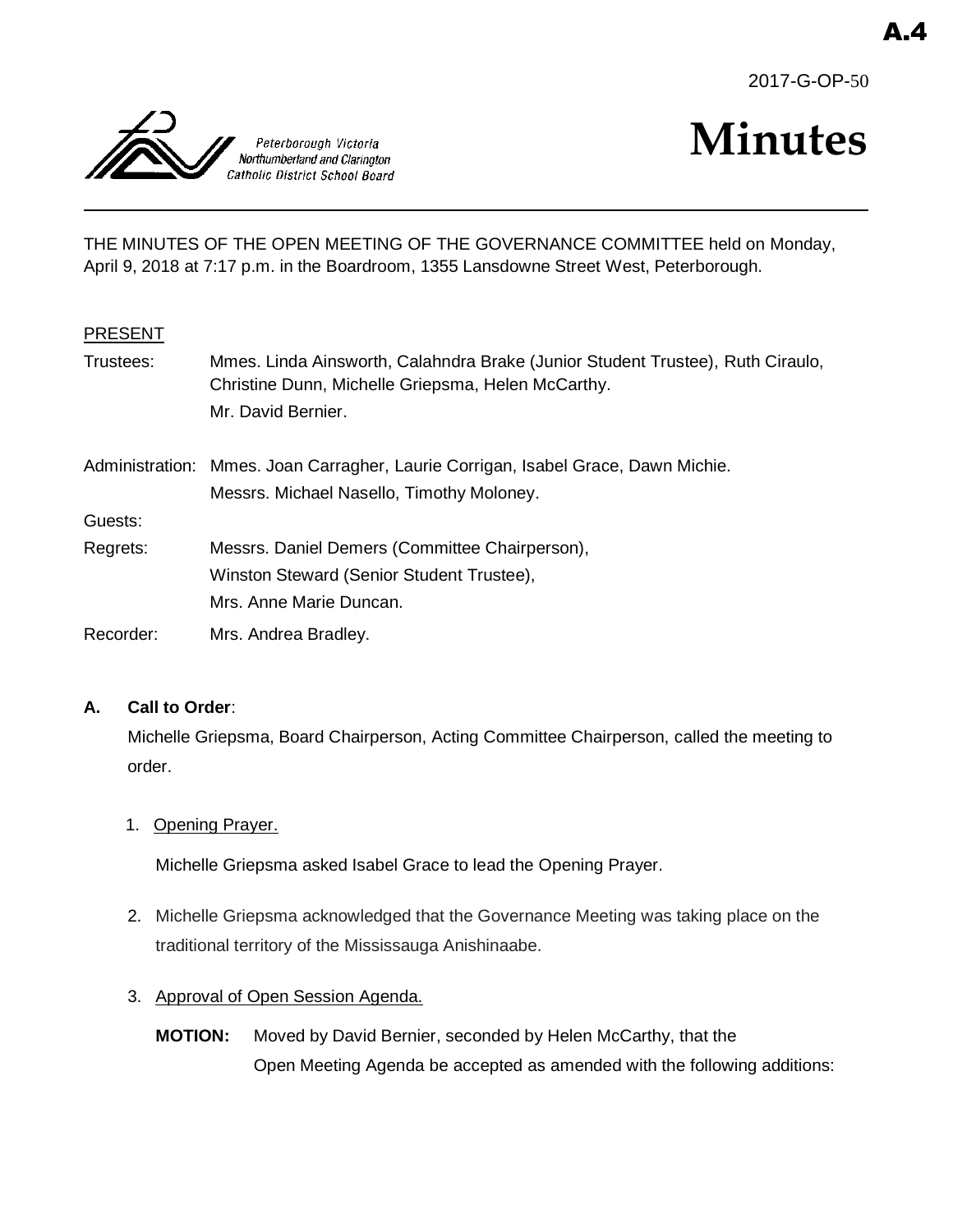A.4

2017-G-OP-50

Peterborough Victoria Northumberland and Clarington Catholic District School Board

# Minutes

THE MINUTES OF THE OPEN MEETING OF THE GOVERNANCE COMMITTEE held on Monday, April 9, 2018 at 7:17 p.m. in the Boardroom, 1355 Lansdowne Street West, Peterborough.

PRESENT

Trustees: Mmes. Linda Ainsworth, Calahndra Brake (Junior Student Trustee), Ruth Ciraulo, Christine Dunn, Michelle Griepsma, Helen McCarthy.
Mr. David Bernier.

Administration: Mmes. Joan Carragher, Laurie Corrigan, Isabel Grace, Dawn Michie.
Messrs. Michael Nasello, Timothy Moloney.

Guests:

Regrets: Messrs. Daniel Demers (Committee Chairperson),
Winston Steward (Senior Student Trustee),
Mrs. Anne Marie Duncan.

Recorder: Mrs. Andrea Bradley.

**A. Call to Order**:

Michelle Griepsma, Board Chairperson, Acting Committee Chairperson, called the meeting to order.

1. Opening Prayer.

   Michelle Griepsma asked Isabel Grace to lead the Opening Prayer.

2. Michelle Griepsma acknowledged that the Governance Meeting was taking place on the traditional territory of the Mississauga Anishinaabe.

3. Approval of Open Session Agenda.

   **MOTION:** Moved by David Bernier, seconded by Helen McCarthy, that the Open Meeting Agenda be accepted as amended with the following additions: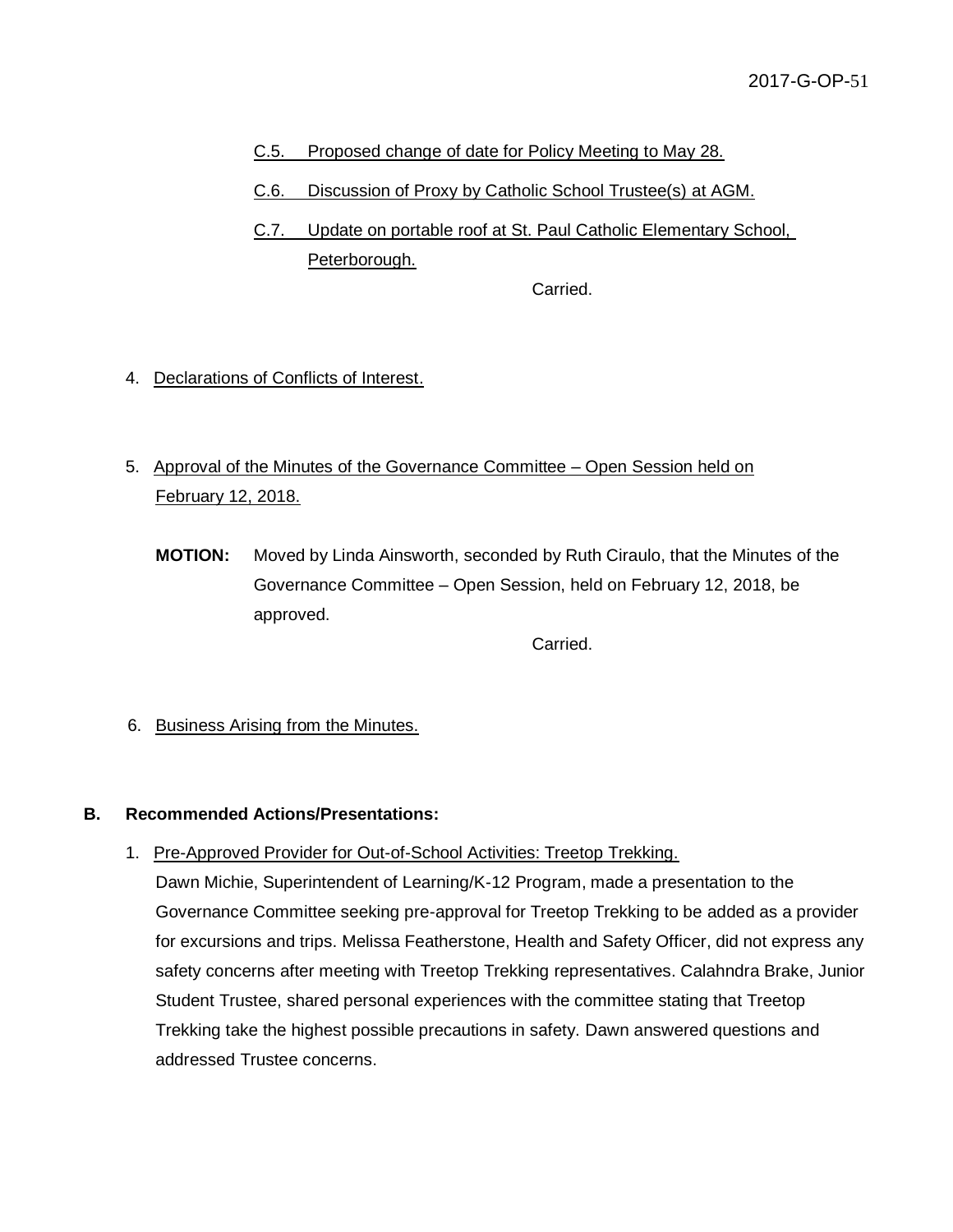C.5. Proposed change of date for Policy Meeting to May 28.

C.6. Discussion of Proxy by Catholic School Trustee(s) at AGM.

C.7. Update on portable roof at St. Paul Catholic Elementary School, Peterborough.

Carried.

4. Declarations of Conflicts of Interest.

5. Approval of the Minutes of the Governance Committee – Open Session held on February 12, 2018.

**MOTION:** Moved by Linda Ainsworth, seconded by Ruth Ciraulo, that the Minutes of the Governance Committee – Open Session, held on February 12, 2018, be approved.

Carried.

6. Business Arising from the Minutes.

**B. Recommended Actions/Presentations:**

1. Pre-Approved Provider for Out-of-School Activities: Treetop Trekking.

Dawn Michie, Superintendent of Learning/K-12 Program, made a presentation to the Governance Committee seeking pre-approval for Treetop Trekking to be added as a provider for excursions and trips. Melissa Featherstone, Health and Safety Officer, did not express any safety concerns after meeting with Treetop Trekking representatives. Calahndra Brake, Junior Student Trustee, shared personal experiences with the committee stating that Treetop Trekking take the highest possible precautions in safety. Dawn answered questions and addressed Trustee concerns.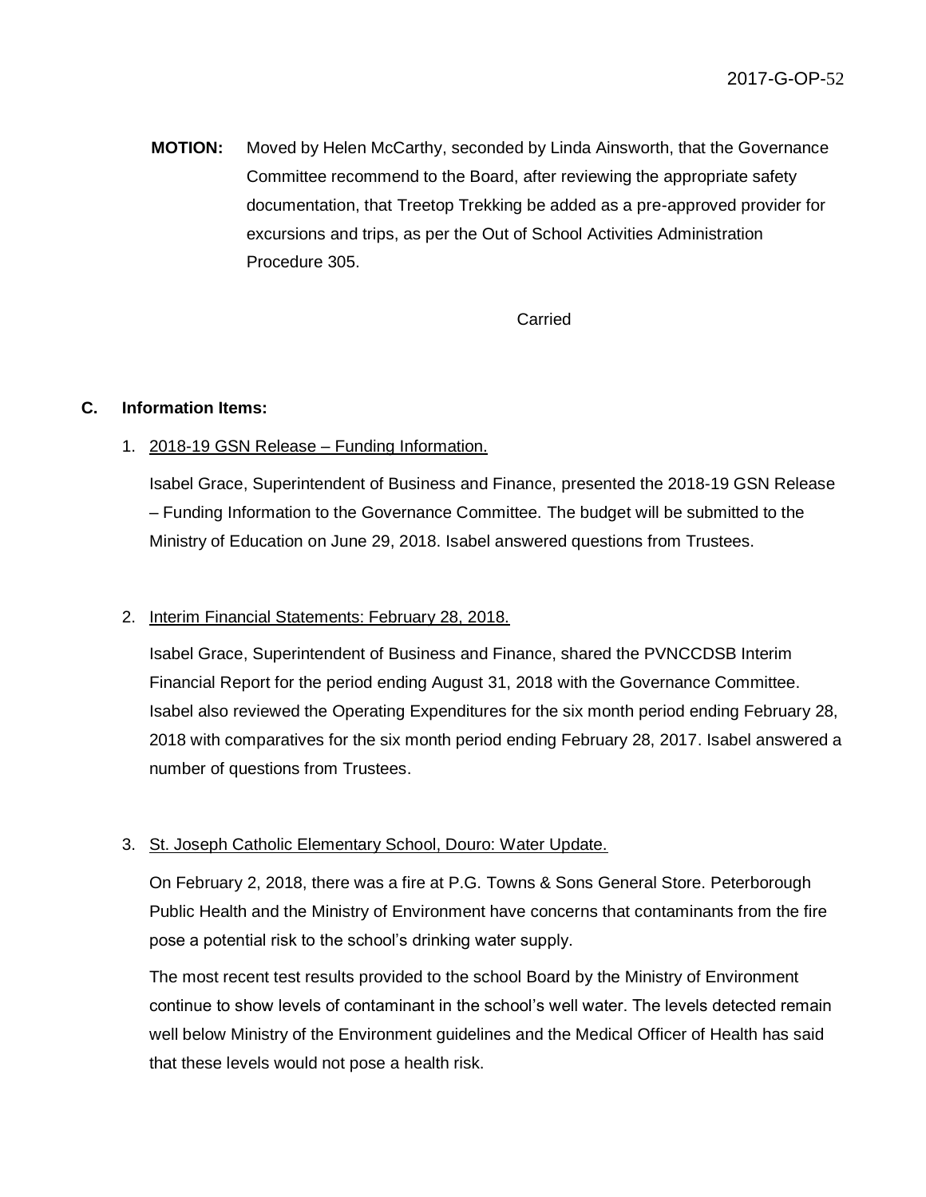**MOTION:** Moved by Helen McCarthy, seconded by Linda Ainsworth, that the Governance Committee recommend to the Board, after reviewing the appropriate safety documentation, that Treetop Trekking be added as a pre-approved provider for excursions and trips, as per the Out of School Activities Administration Procedure 305.

Carried

**C. Information Items:**

1. 2018-19 GSN Release – Funding Information.

   Isabel Grace, Superintendent of Business and Finance, presented the 2018-19 GSN Release – Funding Information to the Governance Committee. The budget will be submitted to the Ministry of Education on June 29, 2018. Isabel answered questions from Trustees.

2. Interim Financial Statements: February 28, 2018.

   Isabel Grace, Superintendent of Business and Finance, shared the PVNCCDSB Interim Financial Report for the period ending August 31, 2018 with the Governance Committee. Isabel also reviewed the Operating Expenditures for the six month period ending February 28, 2018 with comparatives for the six month period ending February 28, 2017. Isabel answered a number of questions from Trustees.

3. St. Joseph Catholic Elementary School, Douro: Water Update.

   On February 2, 2018, there was a fire at P.G. Towns & Sons General Store. Peterborough Public Health and the Ministry of Environment have concerns that contaminants from the fire pose a potential risk to the school's drinking water supply.

   The most recent test results provided to the school Board by the Ministry of Environment continue to show levels of contaminant in the school's well water. The levels detected remain well below Ministry of the Environment guidelines and the Medical Officer of Health has said that these levels would not pose a health risk.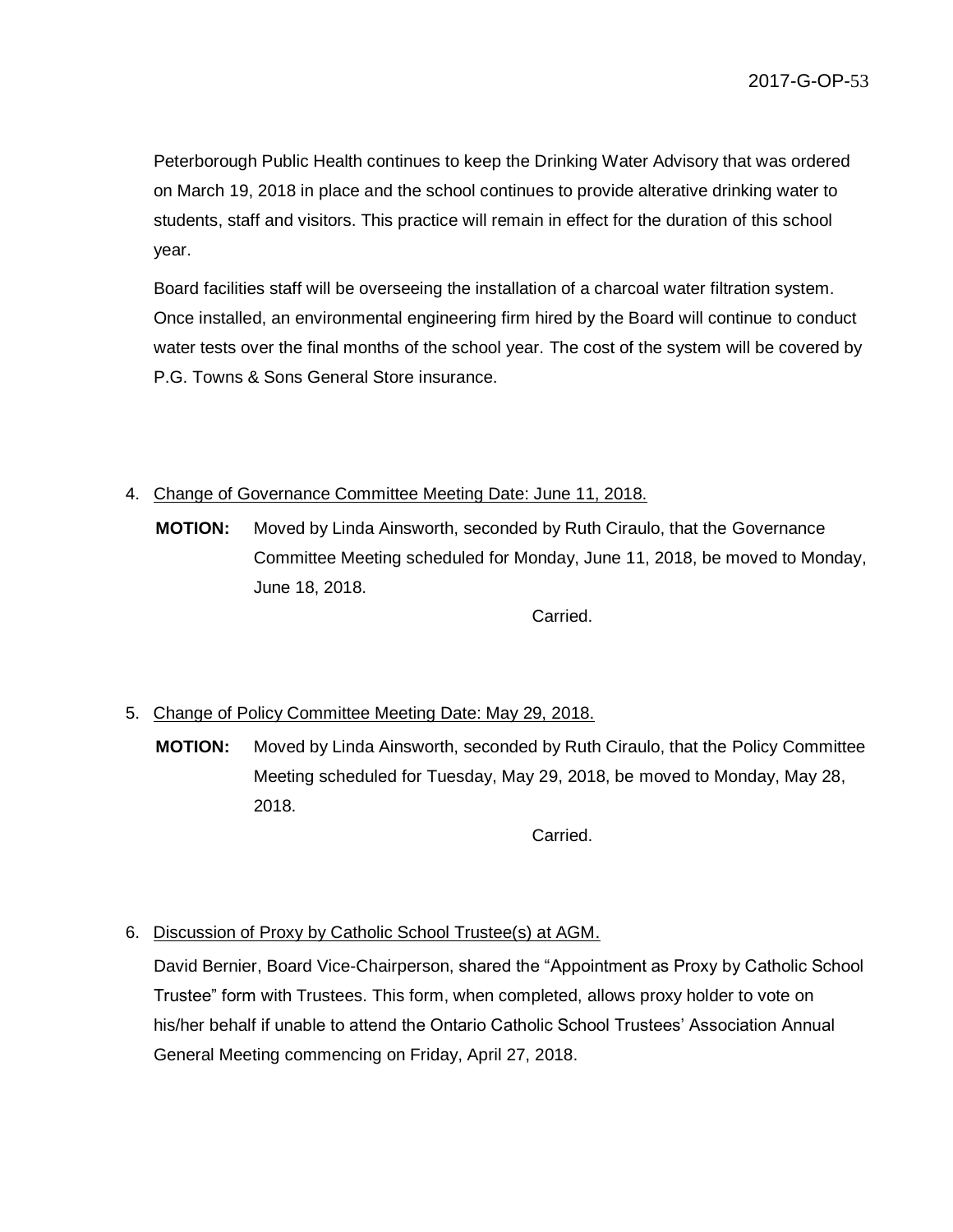Peterborough Public Health continues to keep the Drinking Water Advisory that was ordered on March 19, 2018 in place and the school continues to provide alterative drinking water to students, staff and visitors. This practice will remain in effect for the duration of this school year.

Board facilities staff will be overseeing the installation of a charcoal water filtration system. Once installed, an environmental engineering firm hired by the Board will continue to conduct water tests over the final months of the school year. The cost of the system will be covered by P.G. Towns & Sons General Store insurance.

4. Change of Governance Committee Meeting Date: June 11, 2018.

   **MOTION:** Moved by Linda Ainsworth, seconded by Ruth Ciraulo, that the Governance Committee Meeting scheduled for Monday, June 11, 2018, be moved to Monday, June 18, 2018.

   Carried.

5. Change of Policy Committee Meeting Date: May 29, 2018.

   **MOTION:** Moved by Linda Ainsworth, seconded by Ruth Ciraulo, that the Policy Committee Meeting scheduled for Tuesday, May 29, 2018, be moved to Monday, May 28, 2018.

   Carried.

6. Discussion of Proxy by Catholic School Trustee(s) at AGM.

   David Bernier, Board Vice-Chairperson, shared the "Appointment as Proxy by Catholic School Trustee" form with Trustees. This form, when completed, allows proxy holder to vote on his/her behalf if unable to attend the Ontario Catholic School Trustees' Association Annual General Meeting commencing on Friday, April 27, 2018.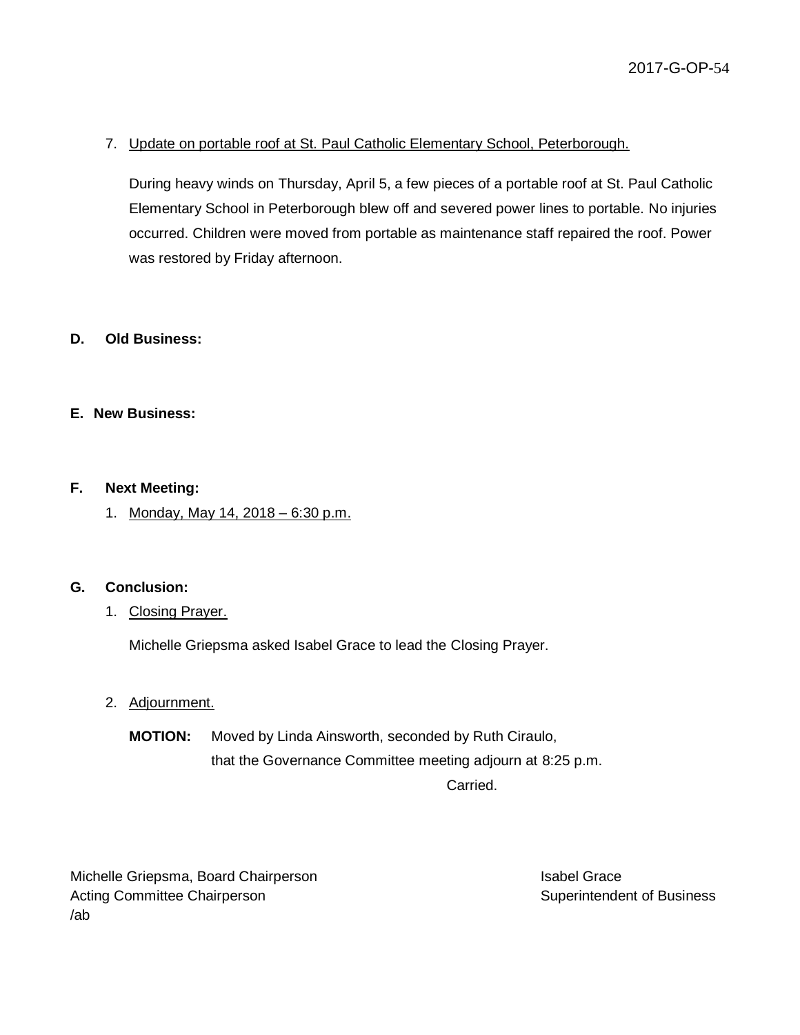7. Update on portable roof at St. Paul Catholic Elementary School, Peterborough.

   During heavy winds on Thursday, April 5, a few pieces of a portable roof at St. Paul Catholic Elementary School in Peterborough blew off and severed power lines to portable. No injuries occurred. Children were moved from portable as maintenance staff repaired the roof. Power was restored by Friday afternoon.

## D. Old Business:

## E. New Business:

## F. Next Meeting:

1. Monday, May 14, 2018 – 6:30 p.m.

## G. Conclusion:

1. Closing Prayer.

   Michelle Griepsma asked Isabel Grace to lead the Closing Prayer.

2. Adjournment.

   **MOTION:** Moved by Linda Ainsworth, seconded by Ruth Ciraulo, that the Governance Committee meeting adjourn at 8:25 p.m.

   Carried.

Michelle Griepsma, Board Chairperson
Acting Committee Chairperson

Isabel Grace
Superintendent of Business

/ab